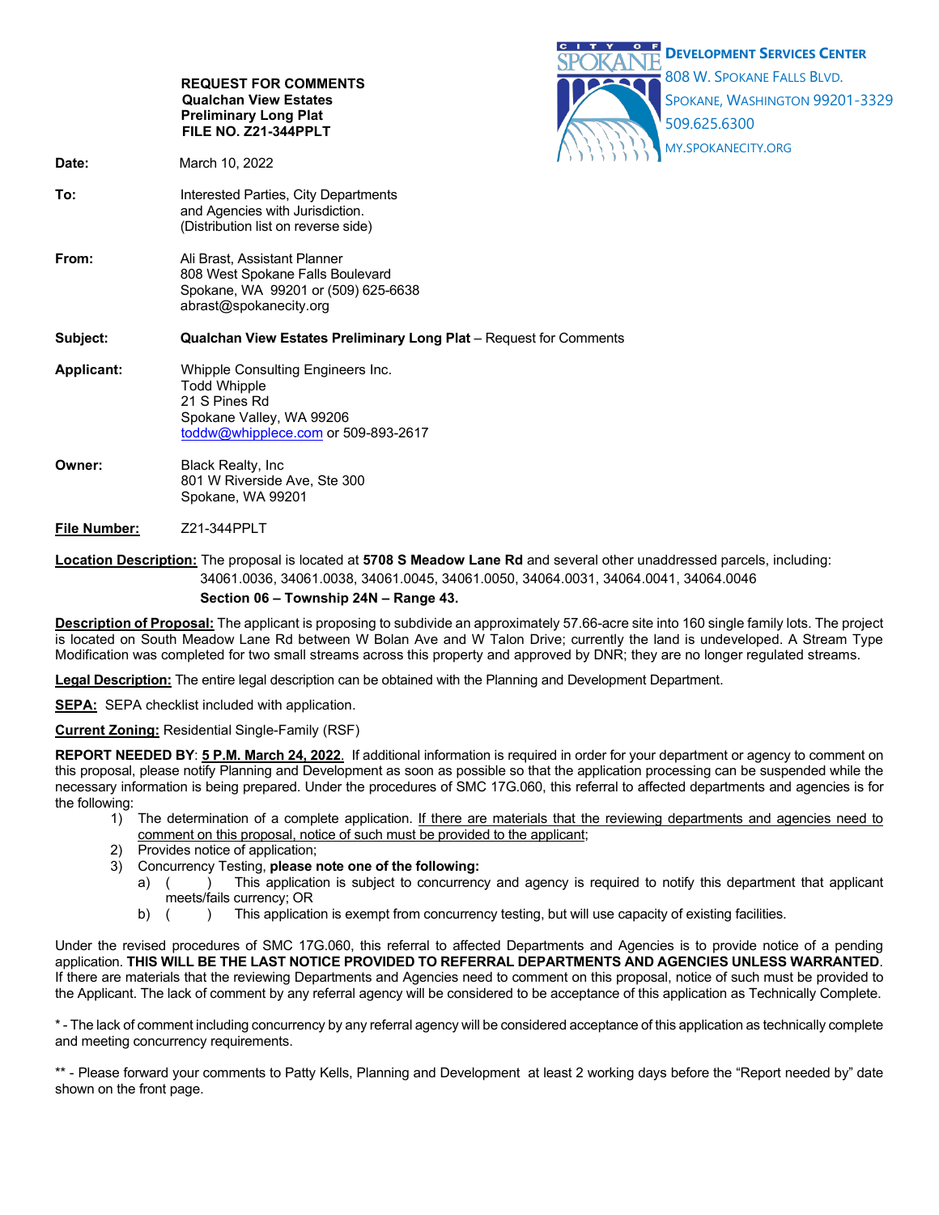**DEVELOPMENT SERVICES CENTER**
808 W. SPOKANE FALLS BLVD.
SPOKANE, WASHINGTON 99201-3329
509.625.6300
MY.SPOKANECITY.ORG

**REQUEST FOR COMMENTS**
**Qualchan View Estates**
**Preliminary Long Plat**
**FILE NO. Z21-344PPLT**

**Date:** March 10, 2022

**To:** Interested Parties, City Departments and Agencies with Jurisdiction. (Distribution list on reverse side)

**From:** Ali Brast, Assistant Planner
808 West Spokane Falls Boulevard
Spokane, WA 99201 or (509) 625-6638
abrast@spokanecity.org

**Subject:** **Qualchan View Estates Preliminary Long Plat** – Request for Comments

**Applicant:** Whipple Consulting Engineers Inc.
Todd Whipple
21 S Pines Rd
Spokane Valley, WA 99206
toddw@whipplece.com or 509-893-2617

**Owner:** Black Realty, Inc
801 W Riverside Ave, Ste 300
Spokane, WA 99201

**File Number:** Z21-344PPLT

**Location Description:** The proposal is located at **5708 S Meadow Lane Rd** and several other unaddressed parcels, including: 34061.0036, 34061.0038, 34061.0045, 34061.0050, 34064.0031, 34064.0041, 34064.0046
**Section 06 – Township 24N – Range 43.**

**Description of Proposal:** The applicant is proposing to subdivide an approximately 57.66-acre site into 160 single family lots. The project is located on South Meadow Lane Rd between W Bolan Ave and W Talon Drive; currently the land is undeveloped. A Stream Type Modification was completed for two small streams across this property and approved by DNR; they are no longer regulated streams.

**Legal Description:** The entire legal description can be obtained with the Planning and Development Department.

**SEPA:** SEPA checklist included with application.

**Current Zoning:** Residential Single-Family (RSF)

**REPORT NEEDED BY**: **5 P.M. March 24, 2022**. If additional information is required in order for your department or agency to comment on this proposal, please notify Planning and Development as soon as possible so that the application processing can be suspended while the necessary information is being prepared. Under the procedures of SMC 17G.060, this referral to affected departments and agencies is for the following:

1) The determination of a complete application. If there are materials that the reviewing departments and agencies need to comment on this proposal, notice of such must be provided to the applicant;
2) Provides notice of application;
3) Concurrency Testing, **please note one of the following:**
   a) ( ) This application is subject to concurrency and agency is required to notify this department that applicant meets/fails currency; OR
   b) ( ) This application is exempt from concurrency testing, but will use capacity of existing facilities.

Under the revised procedures of SMC 17G.060, this referral to affected Departments and Agencies is to provide notice of a pending application. **THIS WILL BE THE LAST NOTICE PROVIDED TO REFERRAL DEPARTMENTS AND AGENCIES UNLESS WARRANTED**. If there are materials that the reviewing Departments and Agencies need to comment on this proposal, notice of such must be provided to the Applicant. The lack of comment by any referral agency will be considered to be acceptance of this application as Technically Complete.

* - The lack of comment including concurrency by any referral agency will be considered acceptance of this application as technically complete and meeting concurrency requirements.

** - Please forward your comments to Patty Kells, Planning and Development at least 2 working days before the "Report needed by" date shown on the front page.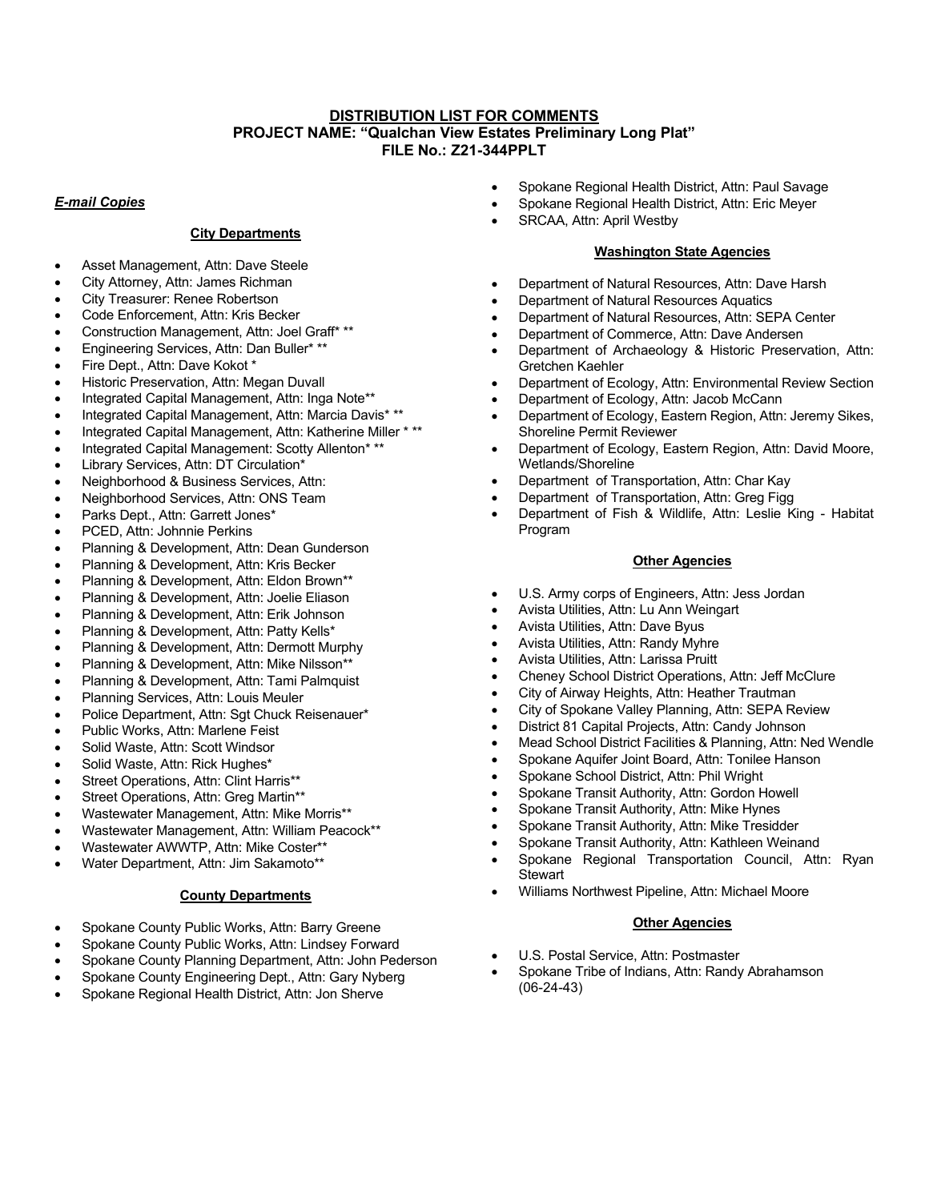**DISTRIBUTION LIST FOR COMMENTS**
**PROJECT NAME: "Qualchan View Estates Preliminary Long Plat"**
**FILE No.: Z21-344PPLT**

***E-mail Copies***

**City Departments**

- Asset Management, Attn: Dave Steele
- City Attorney, Attn: James Richman
- City Treasurer: Renee Robertson
- Code Enforcement, Attn: Kris Becker
- Construction Management, Attn: Joel Graff* **
- Engineering Services, Attn: Dan Buller* **
- Fire Dept., Attn: Dave Kokot *
- Historic Preservation, Attn: Megan Duvall
- Integrated Capital Management, Attn: Inga Note**
- Integrated Capital Management, Attn: Marcia Davis* **
- Integrated Capital Management, Attn: Katherine Miller * **
- Integrated Capital Management: Scotty Allenton* **
- Library Services, Attn: DT Circulation*
- Neighborhood & Business Services, Attn:
- Neighborhood Services, Attn: ONS Team
- Parks Dept., Attn: Garrett Jones*
- PCED, Attn: Johnnie Perkins
- Planning & Development, Attn: Dean Gunderson
- Planning & Development, Attn: Kris Becker
- Planning & Development, Attn: Eldon Brown**
- Planning & Development, Attn: Joelie Eliason
- Planning & Development, Attn: Erik Johnson
- Planning & Development, Attn: Patty Kells*
- Planning & Development, Attn: Dermott Murphy
- Planning & Development, Attn: Mike Nilsson**
- Planning & Development, Attn: Tami Palmquist
- Planning Services, Attn: Louis Meuler
- Police Department, Attn: Sgt Chuck Reisenauer*
- Public Works, Attn: Marlene Feist
- Solid Waste, Attn: Scott Windsor
- Solid Waste, Attn: Rick Hughes*
- Street Operations, Attn: Clint Harris**
- Street Operations, Attn: Greg Martin**
- Wastewater Management, Attn: Mike Morris**
- Wastewater Management, Attn: William Peacock**
- Wastewater AWWTP, Attn: Mike Coster**
- Water Department, Attn: Jim Sakamoto**

**County Departments**

- Spokane County Public Works, Attn: Barry Greene
- Spokane County Public Works, Attn: Lindsey Forward
- Spokane County Planning Department, Attn: John Pederson
- Spokane County Engineering Dept., Attn: Gary Nyberg
- Spokane Regional Health District, Attn: Jon Sherve
- Spokane Regional Health District, Attn: Paul Savage
- Spokane Regional Health District, Attn: Eric Meyer
- SRCAA, Attn: April Westby

**Washington State Agencies**

- Department of Natural Resources, Attn: Dave Harsh
- Department of Natural Resources Aquatics
- Department of Natural Resources, Attn: SEPA Center
- Department of Commerce, Attn: Dave Andersen
- Department of Archaeology & Historic Preservation, Attn: Gretchen Kaehler
- Department of Ecology, Attn: Environmental Review Section
- Department of Ecology, Attn: Jacob McCann
- Department of Ecology, Eastern Region, Attn: Jeremy Sikes, Shoreline Permit Reviewer
- Department of Ecology, Eastern Region, Attn: David Moore, Wetlands/Shoreline
- Department of Transportation, Attn: Char Kay
- Department of Transportation, Attn: Greg Figg
- Department of Fish & Wildlife, Attn: Leslie King - Habitat Program

**Other Agencies**

- U.S. Army corps of Engineers, Attn: Jess Jordan
- Avista Utilities, Attn: Lu Ann Weingart
- Avista Utilities, Attn: Dave Byus
- Avista Utilities, Attn: Randy Myhre
- Avista Utilities, Attn: Larissa Pruitt
- Cheney School District Operations, Attn: Jeff McClure
- City of Airway Heights, Attn: Heather Trautman
- City of Spokane Valley Planning, Attn: SEPA Review
- District 81 Capital Projects, Attn: Candy Johnson
- Mead School District Facilities & Planning, Attn: Ned Wendle
- Spokane Aquifer Joint Board, Attn: Tonilee Hanson
- Spokane School District, Attn: Phil Wright
- Spokane Transit Authority, Attn: Gordon Howell
- Spokane Transit Authority, Attn: Mike Hynes
- Spokane Transit Authority, Attn: Mike Tresidder
- Spokane Transit Authority, Attn: Kathleen Weinand
- Spokane Regional Transportation Council, Attn: Ryan Stewart
- Williams Northwest Pipeline, Attn: Michael Moore

**Other Agencies**

- U.S. Postal Service, Attn: Postmaster
- Spokane Tribe of Indians, Attn: Randy Abrahamson (06-24-43)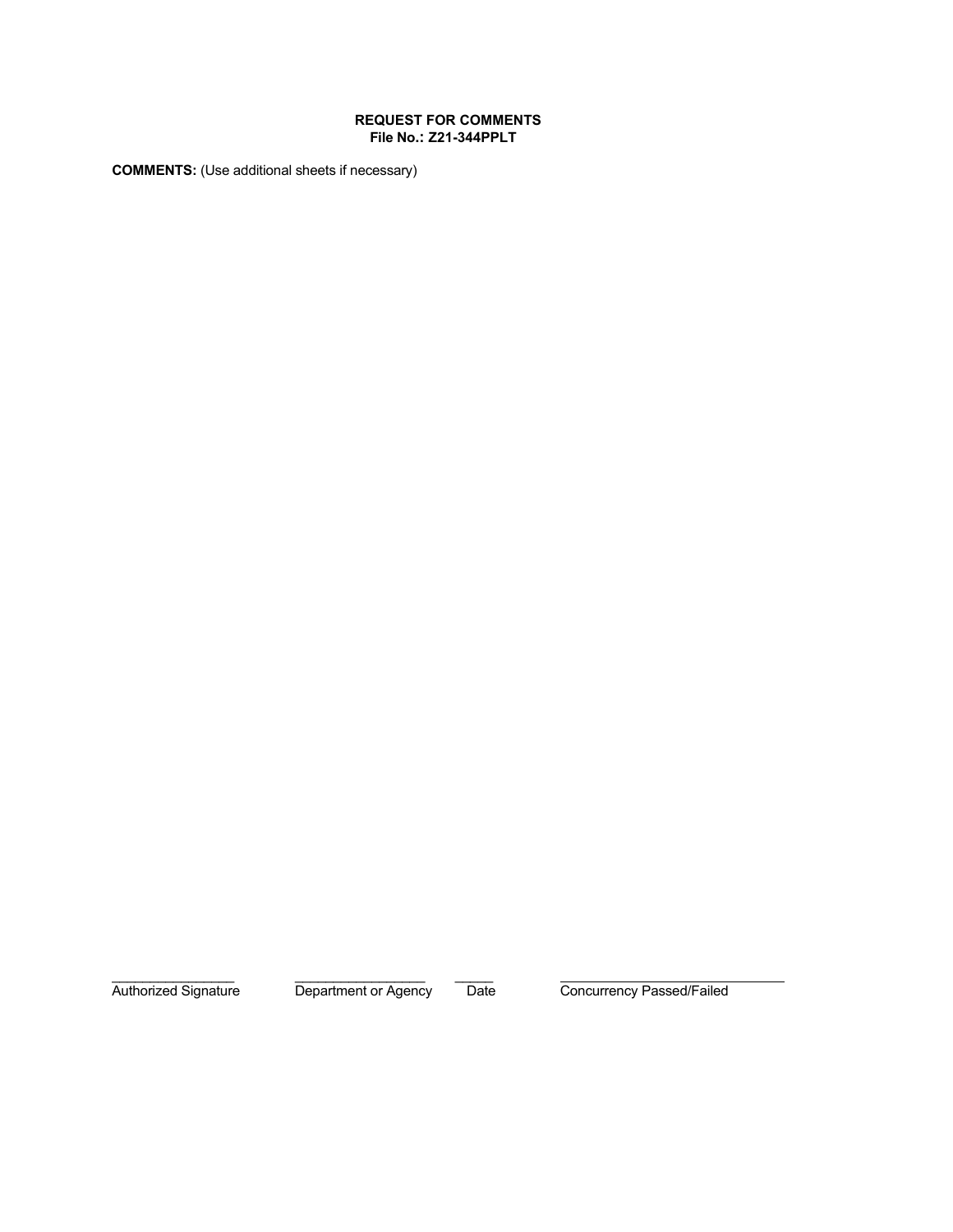**REQUEST FOR COMMENTS**
**File No.: Z21-344PPLT**

**COMMENTS:** (Use additional sheets if necessary)

| | | | |
|---|---|---|---|
| _________________ | __________________ | _____ | ______________________________ |
| Authorized Signature | Department or Agency | Date | Concurrency Passed/Failed |